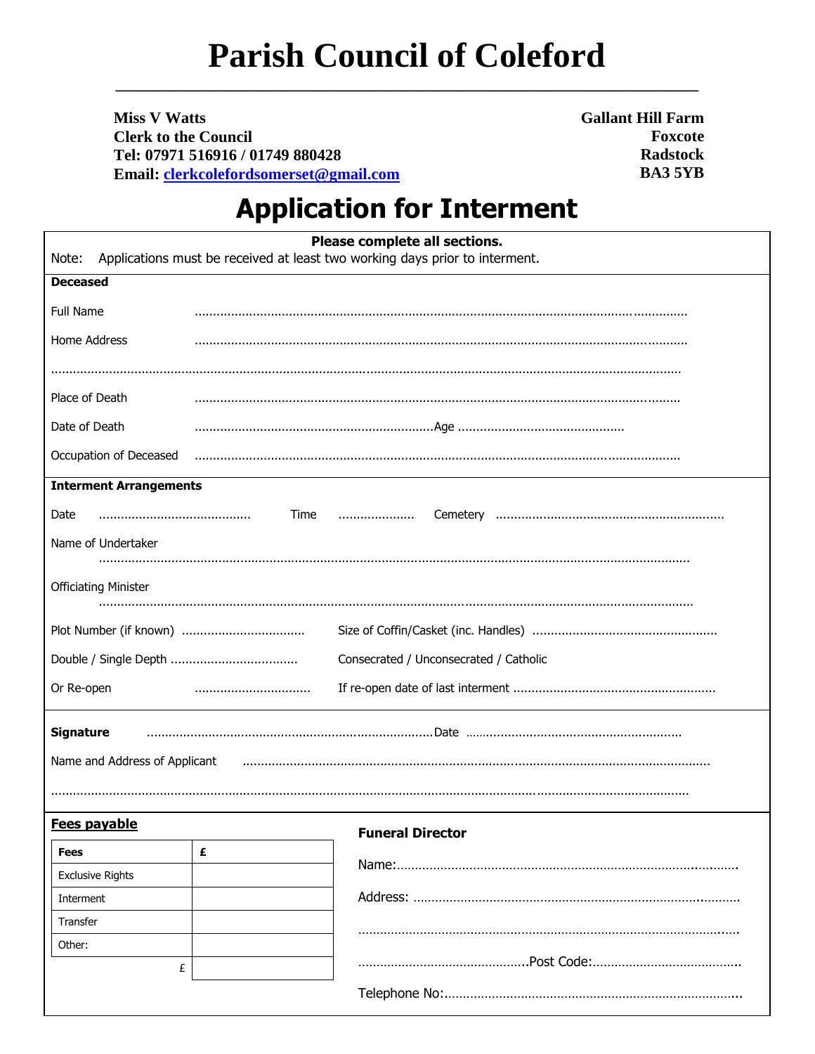# Parish Council of Coleford

**Miss V Watts**
**Clerk to the Council**
**Tel: 07971 516916 / 01749 880428**
**Email: clerkcolefordsomerset@gmail.com**

**Gallant Hill Farm**
**Foxcote**
**Radstock**
**BA3 5YB**

## Application for Interment

**Please complete all sections.**

Note: Applications must be received at least two working days prior to interment.

**Deceased**

Full Name ..............................................................................................................................

Home Address ..............................................................................................................................

..............................................................................................................................................

Place of Death ..............................................................................................................................

Date of Death .................................................................. Age ..............................................

Occupation of Deceased ..............................................................................................................................

**Interment Arrangements**

Date .......................................... Time .................... Cemetery ..............................................................

Name of Undertaker

..............................................................................................................................................

Officiating Minister

..............................................................................................................................................

Plot Number (if known) ................................. Size of Coffin/Casket (inc. Handles) ..................................................

Double / Single Depth .................................. Consecrated / Unconsecrated / Catholic

Or Re-open ................................ If re-open date of last interment .......................................................

**Signature** .............................................................................. Date ...........................................................

Name and Address of Applicant ..............................................................................................................................

..............................................................................................................................................

**Fees payable**

| Fees | £ |
|---|---|
| Exclusive Rights | |
| Interment | |
| Transfer | |
| Other: | |
| £ | |

**Funeral Director**

Name: ...........................................................................................

Address: ...........................................................................................

...........................................................................................

.............................................. Post Code: ........................................

Telephone No: ...........................................................................................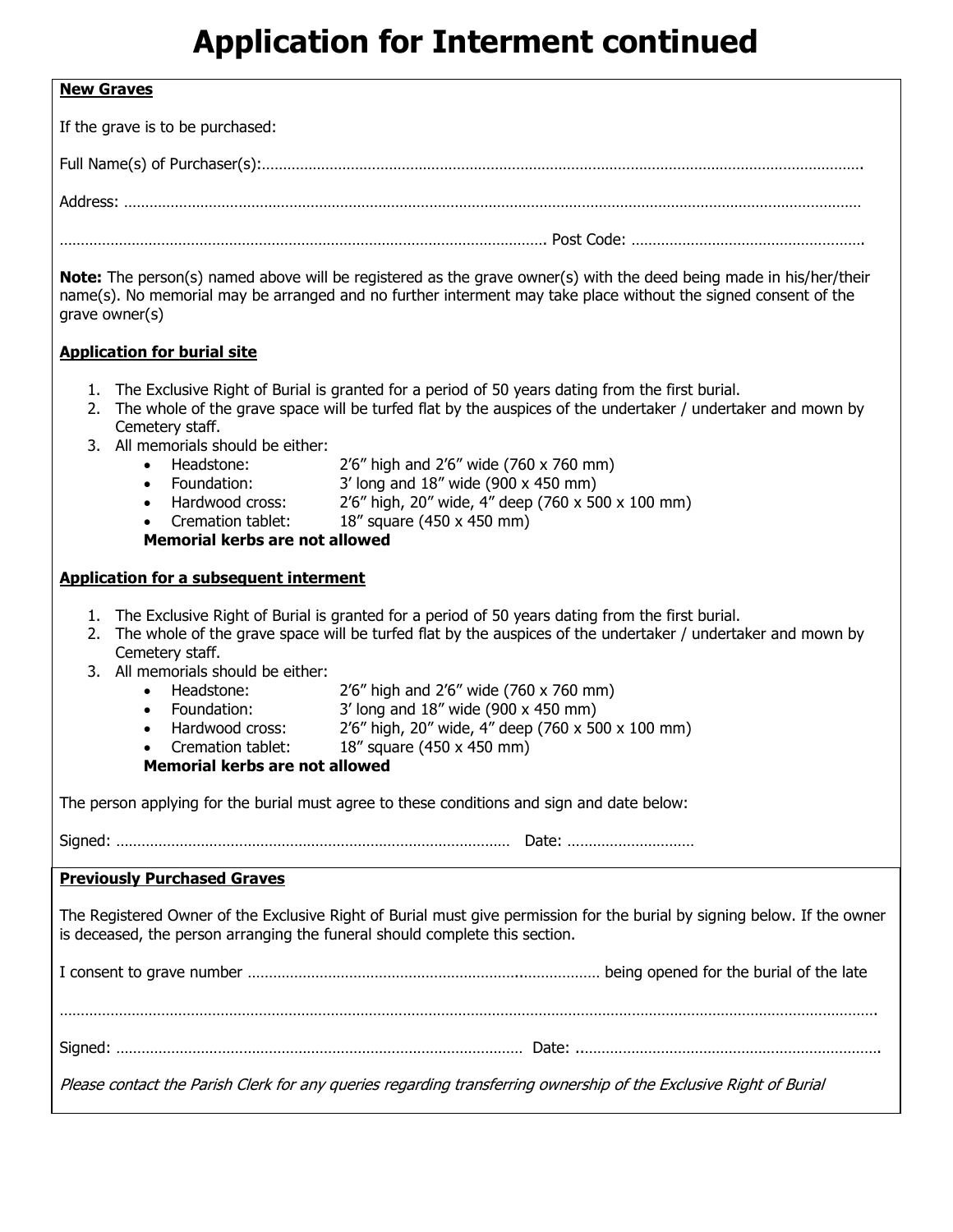# Application for Interment continued

**New Graves**

If the grave is to be purchased:

Full Name(s) of Purchaser(s):…………………………………………………………………………………………………………………………………….

Address: …………………………………………………………………………………………………………………………………………………………

……………………………………………………………………………………………………. Post Code: ………………………………………………

**Note:** The person(s) named above will be registered as the grave owner(s) with the deed being made in his/her/their name(s). No memorial may be arranged and no further interment may take place without the signed consent of the grave owner(s)

**Application for burial site**

1. The Exclusive Right of Burial is granted for a period of 50 years dating from the first burial.
2. The whole of the grave space will be turfed flat by the auspices of the undertaker / undertaker and mown by Cemetery staff.
3. All memorials should be either:
   - Headstone: 2'6" high and 2'6" wide (760 x 760 mm)
   - Foundation: 3' long and 18" wide (900 x 450 mm)
   - Hardwood cross: 2'6" high, 20" wide, 4" deep (760 x 500 x 100 mm)
   - Cremation tablet: 18" square (450 x 450 mm)

   **Memorial kerbs are not allowed**

**Application for a subsequent interment**

1. The Exclusive Right of Burial is granted for a period of 50 years dating from the first burial.
2. The whole of the grave space will be turfed flat by the auspices of the undertaker / undertaker and mown by Cemetery staff.
3. All memorials should be either:
   - Headstone: 2'6" high and 2'6" wide (760 x 760 mm)
   - Foundation: 3' long and 18" wide (900 x 450 mm)
   - Hardwood cross: 2'6" high, 20" wide, 4" deep (760 x 500 x 100 mm)
   - Cremation tablet: 18" square (450 x 450 mm)

   **Memorial kerbs are not allowed**

The person applying for the burial must agree to these conditions and sign and date below:

Signed: ………………………………………………………………………………… Date: …………………………

**Previously Purchased Graves**

The Registered Owner of the Exclusive Right of Burial must give permission for the burial by signing below. If the owner is deceased, the person arranging the funeral should complete this section.

I consent to grave number ………………………………………………………….……………… being opened for the burial of the late

…………………………………………………………………………………………………………………………………………………………………….

Signed: …………………………………………………………………………………… Date: ..……………………………………………………………….

*Please contact the Parish Clerk for any queries regarding transferring ownership of the Exclusive Right of Burial*